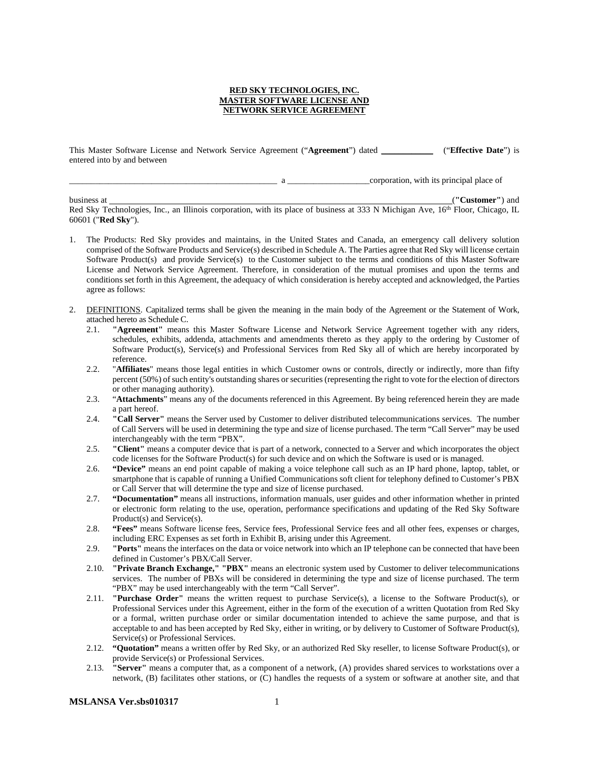**RED SKY TECHNOLOGIES, INC.**
**MASTER SOFTWARE LICENSE AND**
**NETWORK SERVICE AGREEMENT**

This Master Software License and Network Service Agreement ("**Agreement**") dated ____________ ("**Effective Date**") is entered into by and between

_______________________________________________ a __________________corporation, with its principal place of

business at ______________________________________________________________________________("**Customer**") and Red Sky Technologies, Inc., an Illinois corporation, with its place of business at 333 N Michigan Ave, 16th Floor, Chicago, IL 60601 ("**Red Sky**").

1. The Products: Red Sky provides and maintains, in the United States and Canada, an emergency call delivery solution comprised of the Software Products and Service(s) described in Schedule A. The Parties agree that Red Sky will license certain Software Product(s) and provide Service(s) to the Customer subject to the terms and conditions of this Master Software License and Network Service Agreement. Therefore, in consideration of the mutual promises and upon the terms and conditions set forth in this Agreement, the adequacy of which consideration is hereby accepted and acknowledged, the Parties agree as follows:

2. DEFINITIONS. Capitalized terms shall be given the meaning in the main body of the Agreement or the Statement of Work, attached hereto as Schedule C.
   - 2.1. **"Agreement"** means this Master Software License and Network Service Agreement together with any riders, schedules, exhibits, addenda, attachments and amendments thereto as they apply to the ordering by Customer of Software Product(s), Service(s) and Professional Services from Red Sky all of which are hereby incorporated by reference.
   - 2.2. "**Affiliates**" means those legal entities in which Customer owns or controls, directly or indirectly, more than fifty percent (50%) of such entity's outstanding shares or securities (representing the right to vote for the election of directors or other managing authority).
   - 2.3. "**Attachments**" means any of the documents referenced in this Agreement. By being referenced herein they are made a part hereof.
   - 2.4. **"Call Server"** means the Server used by Customer to deliver distributed telecommunications services. The number of Call Servers will be used in determining the type and size of license purchased. The term "Call Server" may be used interchangeably with the term "PBX".
   - 2.5. **"Client"** means a computer device that is part of a network, connected to a Server and which incorporates the object code licenses for the Software Product(s) for such device and on which the Software is used or is managed.
   - 2.6. **"Device"** means an end point capable of making a voice telephone call such as an IP hard phone, laptop, tablet, or smartphone that is capable of running a Unified Communications soft client for telephony defined to Customer's PBX or Call Server that will determine the type and size of license purchased.
   - 2.7. **"Documentation"** means all instructions, information manuals, user guides and other information whether in printed or electronic form relating to the use, operation, performance specifications and updating of the Red Sky Software Product(s) and Service(s).
   - 2.8. **"Fees"** means Software license fees, Service fees, Professional Service fees and all other fees, expenses or charges, including ERC Expenses as set forth in Exhibit B, arising under this Agreement.
   - 2.9. **"Ports"** means the interfaces on the data or voice network into which an IP telephone can be connected that have been defined in Customer's PBX/Call Server.
   - 2.10. **"Private Branch Exchange," "PBX"** means an electronic system used by Customer to deliver telecommunications services. The number of PBXs will be considered in determining the type and size of license purchased. The term "PBX" may be used interchangeably with the term "Call Server".
   - 2.11. **"Purchase Order"** means the written request to purchase Service(s), a license to the Software Product(s), or Professional Services under this Agreement, either in the form of the execution of a written Quotation from Red Sky or a formal, written purchase order or similar documentation intended to achieve the same purpose, and that is acceptable to and has been accepted by Red Sky, either in writing, or by delivery to Customer of Software Product(s), Service(s) or Professional Services.
   - 2.12. **"Quotation"** means a written offer by Red Sky, or an authorized Red Sky reseller, to license Software Product(s), or provide Service(s) or Professional Services.
   - 2.13. **"Server"** means a computer that, as a component of a network, (A) provides shared services to workstations over a network, (B) facilitates other stations, or (C) handles the requests of a system or software at another site, and that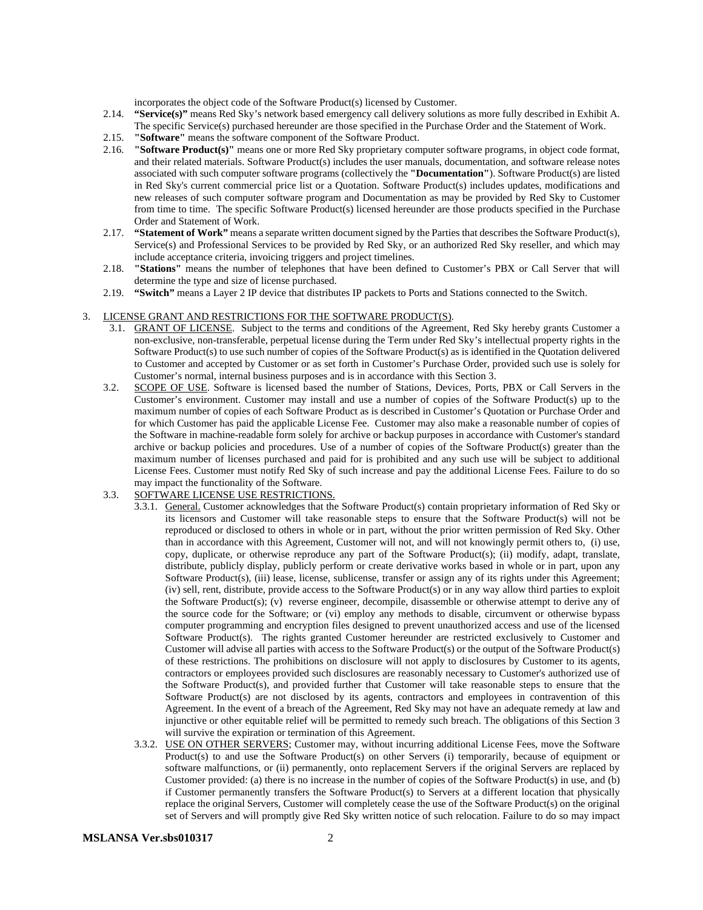incorporates the object code of the Software Product(s) licensed by Customer.

2.14. **"Service(s)"** means Red Sky's network based emergency call delivery solutions as more fully described in Exhibit A. The specific Service(s) purchased hereunder are those specified in the Purchase Order and the Statement of Work.

2.15. **"Software"** means the software component of the Software Product.

2.16. **"Software Product(s)"** means one or more Red Sky proprietary computer software programs, in object code format, and their related materials. Software Product(s) includes the user manuals, documentation, and software release notes associated with such computer software programs (collectively the **"Documentation"**). Software Product(s) are listed in Red Sky's current commercial price list or a Quotation. Software Product(s) includes updates, modifications and new releases of such computer software program and Documentation as may be provided by Red Sky to Customer from time to time. The specific Software Product(s) licensed hereunder are those products specified in the Purchase Order and Statement of Work.

2.17. **"Statement of Work"** means a separate written document signed by the Parties that describes the Software Product(s), Service(s) and Professional Services to be provided by Red Sky, or an authorized Red Sky reseller, and which may include acceptance criteria, invoicing triggers and project timelines.

2.18. **"Stations"** means the number of telephones that have been defined to Customer's PBX or Call Server that will determine the type and size of license purchased.

2.19. **"Switch"** means a Layer 2 IP device that distributes IP packets to Ports and Stations connected to the Switch.

3. LICENSE GRANT AND RESTRICTIONS FOR THE SOFTWARE PRODUCT(S).

3.1. GRANT OF LICENSE. Subject to the terms and conditions of the Agreement, Red Sky hereby grants Customer a non-exclusive, non-transferable, perpetual license during the Term under Red Sky's intellectual property rights in the Software Product(s) to use such number of copies of the Software Product(s) as is identified in the Quotation delivered to Customer and accepted by Customer or as set forth in Customer's Purchase Order, provided such use is solely for Customer's normal, internal business purposes and is in accordance with this Section 3.

3.2. SCOPE OF USE. Software is licensed based the number of Stations, Devices, Ports, PBX or Call Servers in the Customer's environment. Customer may install and use a number of copies of the Software Product(s) up to the maximum number of copies of each Software Product as is described in Customer's Quotation or Purchase Order and for which Customer has paid the applicable License Fee. Customer may also make a reasonable number of copies of the Software in machine-readable form solely for archive or backup purposes in accordance with Customer's standard archive or backup policies and procedures. Use of a number of copies of the Software Product(s) greater than the maximum number of licenses purchased and paid for is prohibited and any such use will be subject to additional License Fees. Customer must notify Red Sky of such increase and pay the additional License Fees. Failure to do so may impact the functionality of the Software.

3.3. SOFTWARE LICENSE USE RESTRICTIONS.

3.3.1. General. Customer acknowledges that the Software Product(s) contain proprietary information of Red Sky or its licensors and Customer will take reasonable steps to ensure that the Software Product(s) will not be reproduced or disclosed to others in whole or in part, without the prior written permission of Red Sky. Other than in accordance with this Agreement, Customer will not, and will not knowingly permit others to, (i) use, copy, duplicate, or otherwise reproduce any part of the Software Product(s); (ii) modify, adapt, translate, distribute, publicly display, publicly perform or create derivative works based in whole or in part, upon any Software Product(s), (iii) lease, license, sublicense, transfer or assign any of its rights under this Agreement; (iv) sell, rent, distribute, provide access to the Software Product(s) or in any way allow third parties to exploit the Software Product(s); (v) reverse engineer, decompile, disassemble or otherwise attempt to derive any of the source code for the Software; or (vi) employ any methods to disable, circumvent or otherwise bypass computer programming and encryption files designed to prevent unauthorized access and use of the licensed Software Product(s). The rights granted Customer hereunder are restricted exclusively to Customer and Customer will advise all parties with access to the Software Product(s) or the output of the Software Product(s) of these restrictions. The prohibitions on disclosure will not apply to disclosures by Customer to its agents, contractors or employees provided such disclosures are reasonably necessary to Customer's authorized use of the Software Product(s), and provided further that Customer will take reasonable steps to ensure that the Software Product(s) are not disclosed by its agents, contractors and employees in contravention of this Agreement. In the event of a breach of the Agreement, Red Sky may not have an adequate remedy at law and injunctive or other equitable relief will be permitted to remedy such breach. The obligations of this Section 3 will survive the expiration or termination of this Agreement.

3.3.2. USE ON OTHER SERVERS; Customer may, without incurring additional License Fees, move the Software Product(s) to and use the Software Product(s) on other Servers (i) temporarily, because of equipment or software malfunctions, or (ii) permanently, onto replacement Servers if the original Servers are replaced by Customer provided: (a) there is no increase in the number of copies of the Software Product(s) in use, and (b) if Customer permanently transfers the Software Product(s) to Servers at a different location that physically replace the original Servers, Customer will completely cease the use of the Software Product(s) on the original set of Servers and will promptly give Red Sky written notice of such relocation. Failure to do so may impact

MSLANSA Ver.sbs010317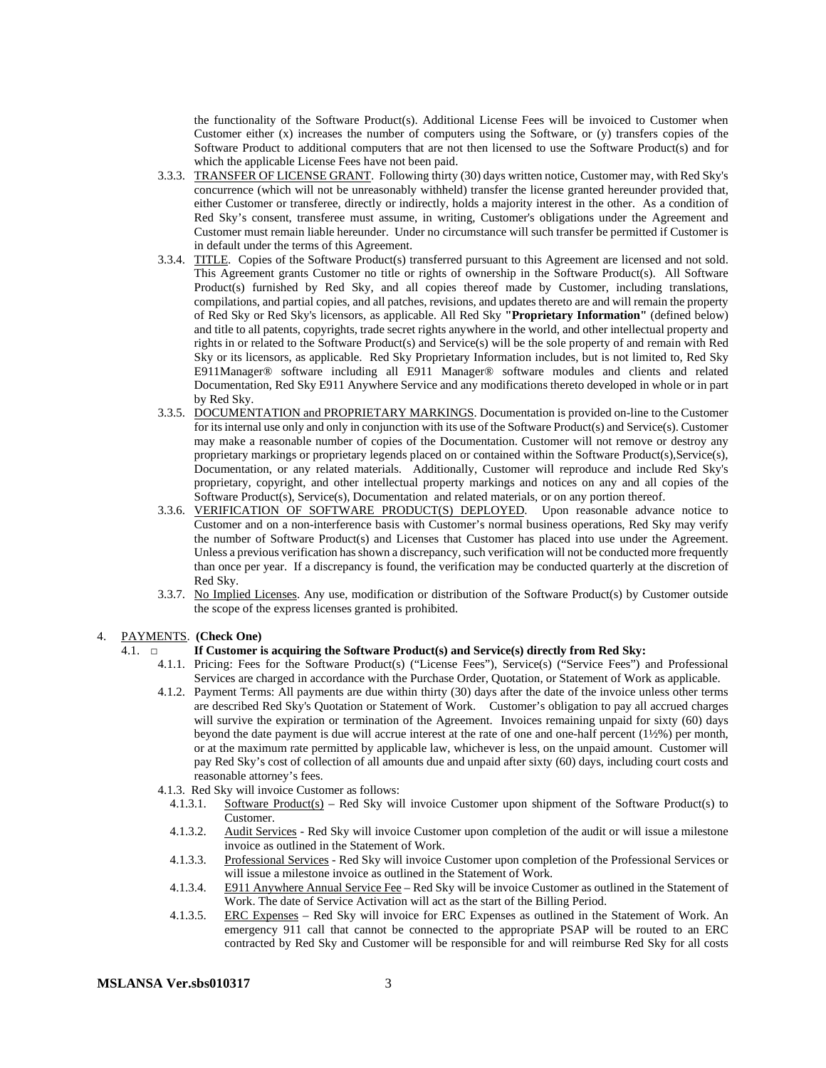the functionality of the Software Product(s). Additional License Fees will be invoiced to Customer when Customer either (x) increases the number of computers using the Software, or (y) transfers copies of the Software Product to additional computers that are not then licensed to use the Software Product(s) and for which the applicable License Fees have not been paid.

3.3.3. <u>TRANSFER OF LICENSE GRANT</u>. Following thirty (30) days written notice, Customer may, with Red Sky's concurrence (which will not be unreasonably withheld) transfer the license granted hereunder provided that, either Customer or transferee, directly or indirectly, holds a majority interest in the other. As a condition of Red Sky's consent, transferee must assume, in writing, Customer's obligations under the Agreement and Customer must remain liable hereunder. Under no circumstance will such transfer be permitted if Customer is in default under the terms of this Agreement.

3.3.4. <u>TITLE</u>. Copies of the Software Product(s) transferred pursuant to this Agreement are licensed and not sold. This Agreement grants Customer no title or rights of ownership in the Software Product(s). All Software Product(s) furnished by Red Sky, and all copies thereof made by Customer, including translations, compilations, and partial copies, and all patches, revisions, and updates thereto are and will remain the property of Red Sky or Red Sky's licensors, as applicable. All Red Sky **"Proprietary Information"** (defined below) and title to all patents, copyrights, trade secret rights anywhere in the world, and other intellectual property and rights in or related to the Software Product(s) and Service(s) will be the sole property of and remain with Red Sky or its licensors, as applicable. Red Sky Proprietary Information includes, but is not limited to, Red Sky E911Manager® software including all E911 Manager® software modules and clients and related Documentation, Red Sky E911 Anywhere Service and any modifications thereto developed in whole or in part by Red Sky.

3.3.5. <u>DOCUMENTATION and PROPRIETARY MARKINGS</u>. Documentation is provided on-line to the Customer for its internal use only and only in conjunction with its use of the Software Product(s) and Service(s). Customer may make a reasonable number of copies of the Documentation. Customer will not remove or destroy any proprietary markings or proprietary legends placed on or contained within the Software Product(s),Service(s), Documentation, or any related materials. Additionally, Customer will reproduce and include Red Sky's proprietary, copyright, and other intellectual property markings and notices on any and all copies of the Software Product(s), Service(s), Documentation and related materials, or on any portion thereof.

3.3.6. <u>VERIFICATION OF SOFTWARE PRODUCT(S) DEPLOYED</u>. Upon reasonable advance notice to Customer and on a non-interference basis with Customer's normal business operations, Red Sky may verify the number of Software Product(s) and Licenses that Customer has placed into use under the Agreement. Unless a previous verification has shown a discrepancy, such verification will not be conducted more frequently than once per year. If a discrepancy is found, the verification may be conducted quarterly at the discretion of Red Sky.

3.3.7. <u>No Implied Licenses</u>. Any use, modification or distribution of the Software Product(s) by Customer outside the scope of the express licenses granted is prohibited.

4. <u>PAYMENTS</u>. **(Check One)**

4.1. □ **If Customer is acquiring the Software Product(s) and Service(s) directly from Red Sky:**

4.1.1. Pricing: Fees for the Software Product(s) ("License Fees"), Service(s) ("Service Fees") and Professional Services are charged in accordance with the Purchase Order, Quotation, or Statement of Work as applicable.

4.1.2. Payment Terms: All payments are due within thirty (30) days after the date of the invoice unless other terms are described Red Sky's Quotation or Statement of Work. Customer's obligation to pay all accrued charges will survive the expiration or termination of the Agreement. Invoices remaining unpaid for sixty (60) days beyond the date payment is due will accrue interest at the rate of one and one-half percent (1½%) per month, or at the maximum rate permitted by applicable law, whichever is less, on the unpaid amount. Customer will pay Red Sky's cost of collection of all amounts due and unpaid after sixty (60) days, including court costs and reasonable attorney's fees.

4.1.3. Red Sky will invoice Customer as follows:

4.1.3.1. <u>Software Product(s)</u> – Red Sky will invoice Customer upon shipment of the Software Product(s) to Customer.

4.1.3.2. <u>Audit Services</u> - Red Sky will invoice Customer upon completion of the audit or will issue a milestone invoice as outlined in the Statement of Work.

4.1.3.3. <u>Professional Services</u> - Red Sky will invoice Customer upon completion of the Professional Services or will issue a milestone invoice as outlined in the Statement of Work.

4.1.3.4. <u>E911 Anywhere Annual Service Fee</u> – Red Sky will be invoice Customer as outlined in the Statement of Work. The date of Service Activation will act as the start of the Billing Period.

4.1.3.5. <u>ERC Expenses</u> – Red Sky will invoice for ERC Expenses as outlined in the Statement of Work. An emergency 911 call that cannot be connected to the appropriate PSAP will be routed to an ERC contracted by Red Sky and Customer will be responsible for and will reimburse Red Sky for all costs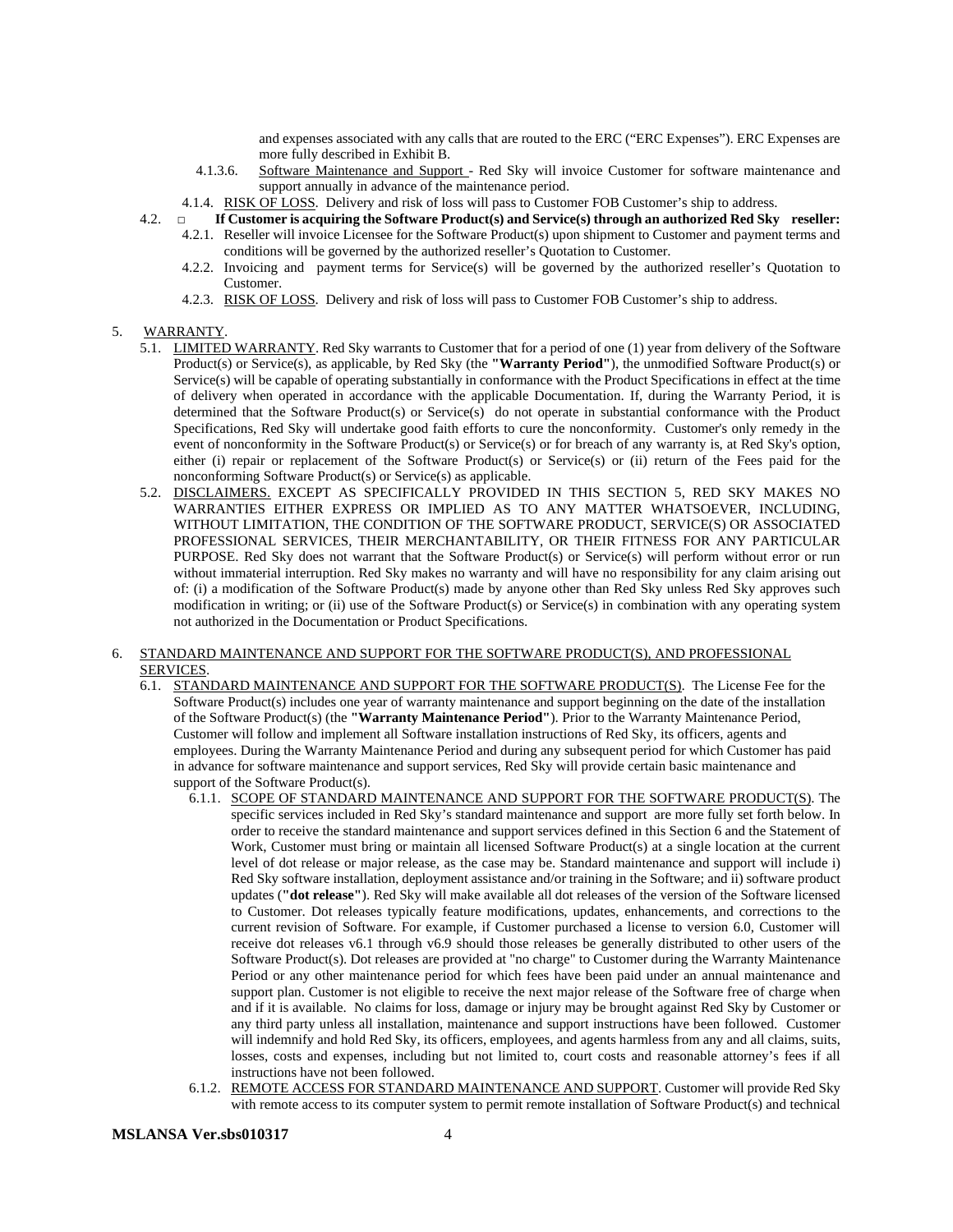and expenses associated with any calls that are routed to the ERC ("ERC Expenses"). ERC Expenses are more fully described in Exhibit B.

4.1.3.6. <u>Software Maintenance and Support</u> - Red Sky will invoice Customer for software maintenance and support annually in advance of the maintenance period.

4.1.4. <u>RISK OF LOSS</u>. Delivery and risk of loss will pass to Customer FOB Customer's ship to address.

4.2. □ **If Customer is acquiring the Software Product(s) and Service(s) through an authorized Red Sky reseller:**

4.2.1. Reseller will invoice Licensee for the Software Product(s) upon shipment to Customer and payment terms and conditions will be governed by the authorized reseller's Quotation to Customer.

4.2.2. Invoicing and payment terms for Service(s) will be governed by the authorized reseller's Quotation to Customer.

4.2.3. <u>RISK OF LOSS</u>. Delivery and risk of loss will pass to Customer FOB Customer's ship to address.

5. <u>WARRANTY</u>.

5.1. <u>LIMITED WARRANTY</u>. Red Sky warrants to Customer that for a period of one (1) year from delivery of the Software Product(s) or Service(s), as applicable, by Red Sky (the **"Warranty Period"**), the unmodified Software Product(s) or Service(s) will be capable of operating substantially in conformance with the Product Specifications in effect at the time of delivery when operated in accordance with the applicable Documentation. If, during the Warranty Period, it is determined that the Software Product(s) or Service(s) do not operate in substantial conformance with the Product Specifications, Red Sky will undertake good faith efforts to cure the nonconformity. Customer's only remedy in the event of nonconformity in the Software Product(s) or Service(s) or for breach of any warranty is, at Red Sky's option, either (i) repair or replacement of the Software Product(s) or Service(s) or (ii) return of the Fees paid for the nonconforming Software Product(s) or Service(s) as applicable.

5.2. <u>DISCLAIMERS.</u> EXCEPT AS SPECIFICALLY PROVIDED IN THIS SECTION 5, RED SKY MAKES NO WARRANTIES EITHER EXPRESS OR IMPLIED AS TO ANY MATTER WHATSOEVER, INCLUDING, WITHOUT LIMITATION, THE CONDITION OF THE SOFTWARE PRODUCT, SERVICE(S) OR ASSOCIATED PROFESSIONAL SERVICES, THEIR MERCHANTABILITY, OR THEIR FITNESS FOR ANY PARTICULAR PURPOSE. Red Sky does not warrant that the Software Product(s) or Service(s) will perform without error or run without immaterial interruption. Red Sky makes no warranty and will have no responsibility for any claim arising out of: (i) a modification of the Software Product(s) made by anyone other than Red Sky unless Red Sky approves such modification in writing; or (ii) use of the Software Product(s) or Service(s) in combination with any operating system not authorized in the Documentation or Product Specifications.

6. <u>STANDARD MAINTENANCE AND SUPPORT FOR THE SOFTWARE PRODUCT(S), AND PROFESSIONAL SERVICES</u>.

6.1. <u>STANDARD MAINTENANCE AND SUPPORT FOR THE SOFTWARE PRODUCT(S)</u>. The License Fee for the Software Product(s) includes one year of warranty maintenance and support beginning on the date of the installation of the Software Product(s) (the **"Warranty Maintenance Period"**). Prior to the Warranty Maintenance Period, Customer will follow and implement all Software installation instructions of Red Sky, its officers, agents and employees. During the Warranty Maintenance Period and during any subsequent period for which Customer has paid in advance for software maintenance and support services, Red Sky will provide certain basic maintenance and support of the Software Product(s).

6.1.1. <u>SCOPE OF STANDARD MAINTENANCE AND SUPPORT FOR THE SOFTWARE PRODUCT(S)</u>. The specific services included in Red Sky's standard maintenance and support are more fully set forth below. In order to receive the standard maintenance and support services defined in this Section 6 and the Statement of Work, Customer must bring or maintain all licensed Software Product(s) at a single location at the current level of dot release or major release, as the case may be. Standard maintenance and support will include i) Red Sky software installation, deployment assistance and/or training in the Software; and ii) software product updates (**"dot release"**). Red Sky will make available all dot releases of the version of the Software licensed to Customer. Dot releases typically feature modifications, updates, enhancements, and corrections to the current revision of Software. For example, if Customer purchased a license to version 6.0, Customer will receive dot releases v6.1 through v6.9 should those releases be generally distributed to other users of the Software Product(s). Dot releases are provided at "no charge" to Customer during the Warranty Maintenance Period or any other maintenance period for which fees have been paid under an annual maintenance and support plan. Customer is not eligible to receive the next major release of the Software free of charge when and if it is available. No claims for loss, damage or injury may be brought against Red Sky by Customer or any third party unless all installation, maintenance and support instructions have been followed. Customer will indemnify and hold Red Sky, its officers, employees, and agents harmless from any and all claims, suits, losses, costs and expenses, including but not limited to, court costs and reasonable attorney's fees if all instructions have not been followed.

6.1.2. <u>REMOTE ACCESS FOR STANDARD MAINTENANCE AND SUPPORT</u>. Customer will provide Red Sky with remote access to its computer system to permit remote installation of Software Product(s) and technical

**MSLANSA Ver.sbs010317**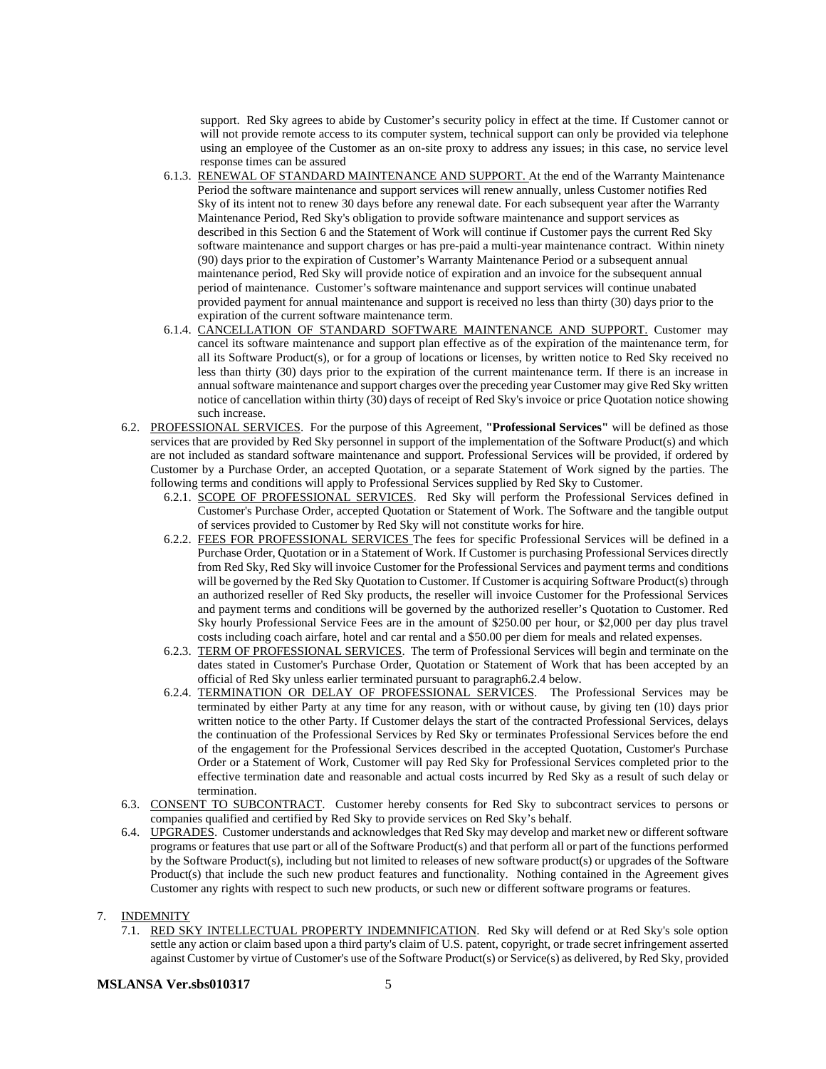support. Red Sky agrees to abide by Customer's security policy in effect at the time. If Customer cannot or will not provide remote access to its computer system, technical support can only be provided via telephone using an employee of the Customer as an on-site proxy to address any issues; in this case, no service level response times can be assured

6.1.3. RENEWAL OF STANDARD MAINTENANCE AND SUPPORT. At the end of the Warranty Maintenance Period the software maintenance and support services will renew annually, unless Customer notifies Red Sky of its intent not to renew 30 days before any renewal date. For each subsequent year after the Warranty Maintenance Period, Red Sky's obligation to provide software maintenance and support services as described in this Section 6 and the Statement of Work will continue if Customer pays the current Red Sky software maintenance and support charges or has pre-paid a multi-year maintenance contract. Within ninety (90) days prior to the expiration of Customer's Warranty Maintenance Period or a subsequent annual maintenance period, Red Sky will provide notice of expiration and an invoice for the subsequent annual period of maintenance. Customer's software maintenance and support services will continue unabated provided payment for annual maintenance and support is received no less than thirty (30) days prior to the expiration of the current software maintenance term.

6.1.4. CANCELLATION OF STANDARD SOFTWARE MAINTENANCE AND SUPPORT. Customer may cancel its software maintenance and support plan effective as of the expiration of the maintenance term, for all its Software Product(s), or for a group of locations or licenses, by written notice to Red Sky received no less than thirty (30) days prior to the expiration of the current maintenance term. If there is an increase in annual software maintenance and support charges over the preceding year Customer may give Red Sky written notice of cancellation within thirty (30) days of receipt of Red Sky's invoice or price Quotation notice showing such increase.

6.2. PROFESSIONAL SERVICES. For the purpose of this Agreement, **"Professional Services"** will be defined as those services that are provided by Red Sky personnel in support of the implementation of the Software Product(s) and which are not included as standard software maintenance and support. Professional Services will be provided, if ordered by Customer by a Purchase Order, an accepted Quotation, or a separate Statement of Work signed by the parties. The following terms and conditions will apply to Professional Services supplied by Red Sky to Customer.

6.2.1. SCOPE OF PROFESSIONAL SERVICES. Red Sky will perform the Professional Services defined in Customer's Purchase Order, accepted Quotation or Statement of Work. The Software and the tangible output of services provided to Customer by Red Sky will not constitute works for hire.

6.2.2. FEES FOR PROFESSIONAL SERVICES The fees for specific Professional Services will be defined in a Purchase Order, Quotation or in a Statement of Work. If Customer is purchasing Professional Services directly from Red Sky, Red Sky will invoice Customer for the Professional Services and payment terms and conditions will be governed by the Red Sky Quotation to Customer. If Customer is acquiring Software Product(s) through an authorized reseller of Red Sky products, the reseller will invoice Customer for the Professional Services and payment terms and conditions will be governed by the authorized reseller's Quotation to Customer. Red Sky hourly Professional Service Fees are in the amount of $250.00 per hour, or $2,000 per day plus travel costs including coach airfare, hotel and car rental and a $50.00 per diem for meals and related expenses.

6.2.3. TERM OF PROFESSIONAL SERVICES. The term of Professional Services will begin and terminate on the dates stated in Customer's Purchase Order, Quotation or Statement of Work that has been accepted by an official of Red Sky unless earlier terminated pursuant to paragraph6.2.4 below.

6.2.4. TERMINATION OR DELAY OF PROFESSIONAL SERVICES. The Professional Services may be terminated by either Party at any time for any reason, with or without cause, by giving ten (10) days prior written notice to the other Party. If Customer delays the start of the contracted Professional Services, delays the continuation of the Professional Services by Red Sky or terminates Professional Services before the end of the engagement for the Professional Services described in the accepted Quotation, Customer's Purchase Order or a Statement of Work, Customer will pay Red Sky for Professional Services completed prior to the effective termination date and reasonable and actual costs incurred by Red Sky as a result of such delay or termination.

6.3. CONSENT TO SUBCONTRACT. Customer hereby consents for Red Sky to subcontract services to persons or companies qualified and certified by Red Sky to provide services on Red Sky's behalf.

6.4. UPGRADES. Customer understands and acknowledges that Red Sky may develop and market new or different software programs or features that use part or all of the Software Product(s) and that perform all or part of the functions performed by the Software Product(s), including but not limited to releases of new software product(s) or upgrades of the Software Product(s) that include the such new product features and functionality. Nothing contained in the Agreement gives Customer any rights with respect to such new products, or such new or different software programs or features.

7. INDEMNITY

7.1. RED SKY INTELLECTUAL PROPERTY INDEMNIFICATION. Red Sky will defend or at Red Sky's sole option settle any action or claim based upon a third party's claim of U.S. patent, copyright, or trade secret infringement asserted against Customer by virtue of Customer's use of the Software Product(s) or Service(s) as delivered, by Red Sky, provided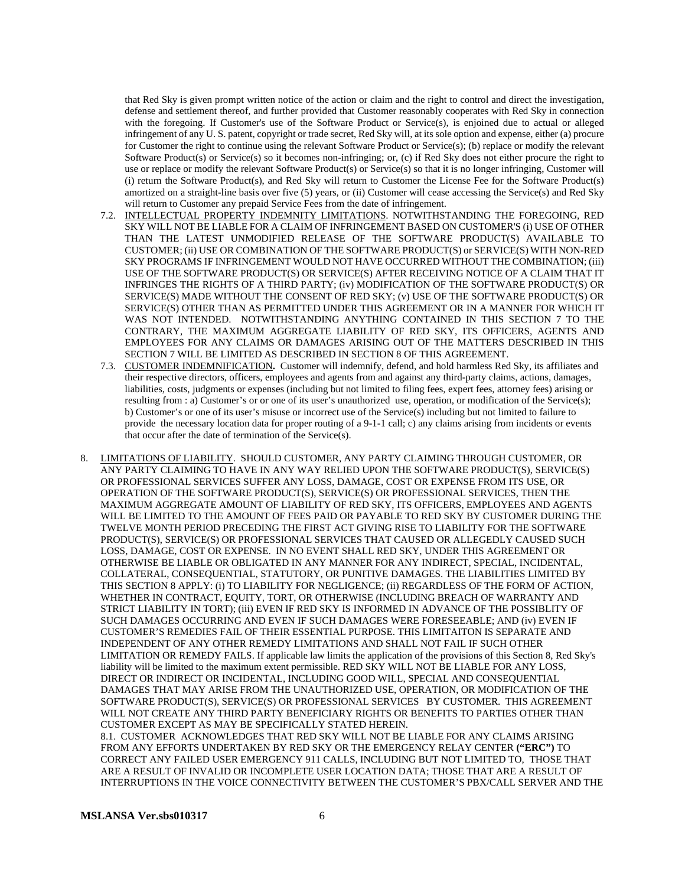that Red Sky is given prompt written notice of the action or claim and the right to control and direct the investigation, defense and settlement thereof, and further provided that Customer reasonably cooperates with Red Sky in connection with the foregoing. If Customer's use of the Software Product or Service(s), is enjoined due to actual or alleged infringement of any U. S. patent, copyright or trade secret, Red Sky will, at its sole option and expense, either (a) procure for Customer the right to continue using the relevant Software Product or Service(s); (b) replace or modify the relevant Software Product(s) or Service(s) so it becomes non-infringing; or, (c) if Red Sky does not either procure the right to use or replace or modify the relevant Software Product(s) or Service(s) so that it is no longer infringing, Customer will (i) return the Software Product(s), and Red Sky will return to Customer the License Fee for the Software Product(s) amortized on a straight-line basis over five (5) years, or (ii) Customer will cease accessing the Service(s) and Red Sky will return to Customer any prepaid Service Fees from the date of infringement.

7.2. INTELLECTUAL PROPERTY INDEMNITY LIMITATIONS. NOTWITHSTANDING THE FOREGOING, RED SKY WILL NOT BE LIABLE FOR A CLAIM OF INFRINGEMENT BASED ON CUSTOMER'S (i) USE OF OTHER THAN THE LATEST UNMODIFIED RELEASE OF THE SOFTWARE PRODUCT(S) AVAILABLE TO CUSTOMER; (ii) USE OR COMBINATION OF THE SOFTWARE PRODUCT(S) or SERVICE(S) WITH NON-RED SKY PROGRAMS IF INFRINGEMENT WOULD NOT HAVE OCCURRED WITHOUT THE COMBINATION; (iii) USE OF THE SOFTWARE PRODUCT(S) OR SERVICE(S) AFTER RECEIVING NOTICE OF A CLAIM THAT IT INFRINGES THE RIGHTS OF A THIRD PARTY; (iv) MODIFICATION OF THE SOFTWARE PRODUCT(S) OR SERVICE(S) MADE WITHOUT THE CONSENT OF RED SKY; (v) USE OF THE SOFTWARE PRODUCT(S) OR SERVICE(S) OTHER THAN AS PERMITTED UNDER THIS AGREEMENT OR IN A MANNER FOR WHICH IT WAS NOT INTENDED. NOTWITHSTANDING ANYTHING CONTAINED IN THIS SECTION 7 TO THE CONTRARY, THE MAXIMUM AGGREGATE LIABILITY OF RED SKY, ITS OFFICERS, AGENTS AND EMPLOYEES FOR ANY CLAIMS OR DAMAGES ARISING OUT OF THE MATTERS DESCRIBED IN THIS SECTION 7 WILL BE LIMITED AS DESCRIBED IN SECTION 8 OF THIS AGREEMENT.

7.3. CUSTOMER INDEMNIFICATION**.** Customer will indemnify, defend, and hold harmless Red Sky, its affiliates and their respective directors, officers, employees and agents from and against any third-party claims, actions, damages, liabilities, costs, judgments or expenses (including but not limited to filing fees, expert fees, attorney fees) arising or resulting from : a) Customer's or or one of its user's unauthorized use, operation, or modification of the Service(s); b) Customer's or one of its user's misuse or incorrect use of the Service(s) including but not limited to failure to provide the necessary location data for proper routing of a 9-1-1 call; c) any claims arising from incidents or events that occur after the date of termination of the Service(s).

8. LIMITATIONS OF LIABILITY. SHOULD CUSTOMER, ANY PARTY CLAIMING THROUGH CUSTOMER, OR ANY PARTY CLAIMING TO HAVE IN ANY WAY RELIED UPON THE SOFTWARE PRODUCT(S), SERVICE(S) OR PROFESSIONAL SERVICES SUFFER ANY LOSS, DAMAGE, COST OR EXPENSE FROM ITS USE, OR OPERATION OF THE SOFTWARE PRODUCT(S), SERVICE(S) OR PROFESSIONAL SERVICES, THEN THE MAXIMUM AGGREGATE AMOUNT OF LIABILITY OF RED SKY, ITS OFFICERS, EMPLOYEES AND AGENTS WILL BE LIMITED TO THE AMOUNT OF FEES PAID OR PAYABLE TO RED SKY BY CUSTOMER DURING THE TWELVE MONTH PERIOD PRECEDING THE FIRST ACT GIVING RISE TO LIABILITY FOR THE SOFTWARE PRODUCT(S), SERVICE(S) OR PROFESSIONAL SERVICES THAT CAUSED OR ALLEGEDLY CAUSED SUCH LOSS, DAMAGE, COST OR EXPENSE. IN NO EVENT SHALL RED SKY, UNDER THIS AGREEMENT OR OTHERWISE BE LIABLE OR OBLIGATED IN ANY MANNER FOR ANY INDIRECT, SPECIAL, INCIDENTAL, COLLATERAL, CONSEQUENTIAL, STATUTORY, OR PUNITIVE DAMAGES. THE LIABILITIES LIMITED BY THIS SECTION 8 APPLY: (i) TO LIABILITY FOR NEGLIGENCE; (ii) REGARDLESS OF THE FORM OF ACTION, WHETHER IN CONTRACT, EQUITY, TORT, OR OTHERWISE (INCLUDING BREACH OF WARRANTY AND STRICT LIABILITY IN TORT); (iii) EVEN IF RED SKY IS INFORMED IN ADVANCE OF THE POSSIBLITY OF SUCH DAMAGES OCCURRING AND EVEN IF SUCH DAMAGES WERE FORESEEABLE; AND (iv) EVEN IF CUSTOMER'S REMEDIES FAIL OF THEIR ESSENTIAL PURPOSE. THIS LIMITAITON IS SEPARATE AND INDEPENDENT OF ANY OTHER REMEDY LIMITATIONS AND SHALL NOT FAIL IF SUCH OTHER LIMITATION OR REMEDY FAILS. If applicable law limits the application of the provisions of this Section 8, Red Sky's liability will be limited to the maximum extent permissible. RED SKY WILL NOT BE LIABLE FOR ANY LOSS, DIRECT OR INDIRECT OR INCIDENTAL, INCLUDING GOOD WILL, SPECIAL AND CONSEQUENTIAL DAMAGES THAT MAY ARISE FROM THE UNAUTHORIZED USE, OPERATION, OR MODIFICATION OF THE SOFTWARE PRODUCT(S), SERVICE(S) OR PROFESSIONAL SERVICES BY CUSTOMER. THIS AGREEMENT WILL NOT CREATE ANY THIRD PARTY BENEFICIARY RIGHTS OR BENEFITS TO PARTIES OTHER THAN CUSTOMER EXCEPT AS MAY BE SPECIFICALLY STATED HEREIN.

8.1. CUSTOMER ACKNOWLEDGES THAT RED SKY WILL NOT BE LIABLE FOR ANY CLAIMS ARISING FROM ANY EFFORTS UNDERTAKEN BY RED SKY OR THE EMERGENCY RELAY CENTER **("ERC")** TO CORRECT ANY FAILED USER EMERGENCY 911 CALLS, INCLUDING BUT NOT LIMITED TO, THOSE THAT ARE A RESULT OF INVALID OR INCOMPLETE USER LOCATION DATA; THOSE THAT ARE A RESULT OF INTERRUPTIONS IN THE VOICE CONNECTIVITY BETWEEN THE CUSTOMER'S PBX/CALL SERVER AND THE

**MSLANSA Ver.sbs010317**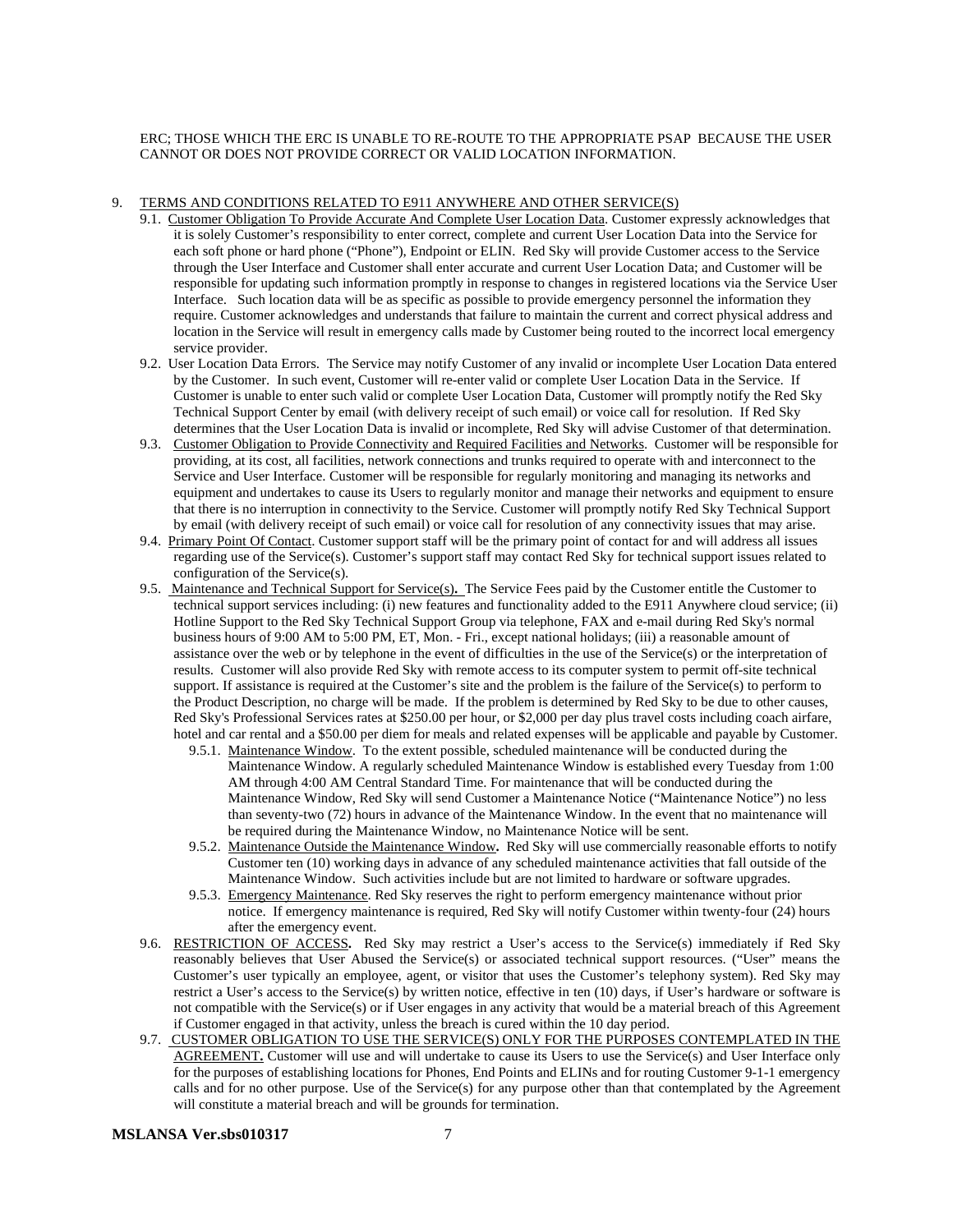ERC; THOSE WHICH THE ERC IS UNABLE TO RE-ROUTE TO THE APPROPRIATE PSAP BECAUSE THE USER CANNOT OR DOES NOT PROVIDE CORRECT OR VALID LOCATION INFORMATION.

9. TERMS AND CONDITIONS RELATED TO E911 ANYWHERE AND OTHER SERVICE(S)

   9.1. Customer Obligation To Provide Accurate And Complete User Location Data. Customer expressly acknowledges that it is solely Customer's responsibility to enter correct, complete and current User Location Data into the Service for each soft phone or hard phone ("Phone"), Endpoint or ELIN. Red Sky will provide Customer access to the Service through the User Interface and Customer shall enter accurate and current User Location Data; and Customer will be responsible for updating such information promptly in response to changes in registered locations via the Service User Interface. Such location data will be as specific as possible to provide emergency personnel the information they require. Customer acknowledges and understands that failure to maintain the current and correct physical address and location in the Service will result in emergency calls made by Customer being routed to the incorrect local emergency service provider.

   9.2. User Location Data Errors. The Service may notify Customer of any invalid or incomplete User Location Data entered by the Customer. In such event, Customer will re-enter valid or complete User Location Data in the Service. If Customer is unable to enter such valid or complete User Location Data, Customer will promptly notify the Red Sky Technical Support Center by email (with delivery receipt of such email) or voice call for resolution. If Red Sky determines that the User Location Data is invalid or incomplete, Red Sky will advise Customer of that determination.

   9.3. Customer Obligation to Provide Connectivity and Required Facilities and Networks. Customer will be responsible for providing, at its cost, all facilities, network connections and trunks required to operate with and interconnect to the Service and User Interface. Customer will be responsible for regularly monitoring and managing its networks and equipment and undertakes to cause its Users to regularly monitor and manage their networks and equipment to ensure that there is no interruption in connectivity to the Service. Customer will promptly notify Red Sky Technical Support by email (with delivery receipt of such email) or voice call for resolution of any connectivity issues that may arise.

   9.4. Primary Point Of Contact. Customer support staff will be the primary point of contact for and will address all issues regarding use of the Service(s). Customer's support staff may contact Red Sky for technical support issues related to configuration of the Service(s).

   9.5. Maintenance and Technical Support for Service(s). The Service Fees paid by the Customer entitle the Customer to technical support services including: (i) new features and functionality added to the E911 Anywhere cloud service; (ii) Hotline Support to the Red Sky Technical Support Group via telephone, FAX and e-mail during Red Sky's normal business hours of 9:00 AM to 5:00 PM, ET, Mon. - Fri., except national holidays; (iii) a reasonable amount of assistance over the web or by telephone in the event of difficulties in the use of the Service(s) or the interpretation of results. Customer will also provide Red Sky with remote access to its computer system to permit off-site technical support. If assistance is required at the Customer's site and the problem is the failure of the Service(s) to perform to the Product Description, no charge will be made. If the problem is determined by Red Sky to be due to other causes, Red Sky's Professional Services rates at $250.00 per hour, or $2,000 per day plus travel costs including coach airfare, hotel and car rental and a $50.00 per diem for meals and related expenses will be applicable and payable by Customer.

      9.5.1. Maintenance Window. To the extent possible, scheduled maintenance will be conducted during the Maintenance Window. A regularly scheduled Maintenance Window is established every Tuesday from 1:00 AM through 4:00 AM Central Standard Time. For maintenance that will be conducted during the Maintenance Window, Red Sky will send Customer a Maintenance Notice ("Maintenance Notice") no less than seventy-two (72) hours in advance of the Maintenance Window. In the event that no maintenance will be required during the Maintenance Window, no Maintenance Notice will be sent.

      9.5.2. Maintenance Outside the Maintenance Window**.** Red Sky will use commercially reasonable efforts to notify Customer ten (10) working days in advance of any scheduled maintenance activities that fall outside of the Maintenance Window. Such activities include but are not limited to hardware or software upgrades.

      9.5.3. Emergency Maintenance. Red Sky reserves the right to perform emergency maintenance without prior notice. If emergency maintenance is required, Red Sky will notify Customer within twenty-four (24) hours after the emergency event.

   9.6. RESTRICTION OF ACCESS**.** Red Sky may restrict a User's access to the Service(s) immediately if Red Sky reasonably believes that User Abused the Service(s) or associated technical support resources. ("User" means the Customer's user typically an employee, agent, or visitor that uses the Customer's telephony system). Red Sky may restrict a User's access to the Service(s) by written notice, effective in ten (10) days, if User's hardware or software is not compatible with the Service(s) or if User engages in any activity that would be a material breach of this Agreement if Customer engaged in that activity, unless the breach is cured within the 10 day period.

   9.7. CUSTOMER OBLIGATION TO USE THE SERVICE(S) ONLY FOR THE PURPOSES CONTEMPLATED IN THE AGREEMENT**.** Customer will use and will undertake to cause its Users to use the Service(s) and User Interface only for the purposes of establishing locations for Phones, End Points and ELINs and for routing Customer 9-1-1 emergency calls and for no other purpose. Use of the Service(s) for any purpose other than that contemplated by the Agreement will constitute a material breach and will be grounds for termination.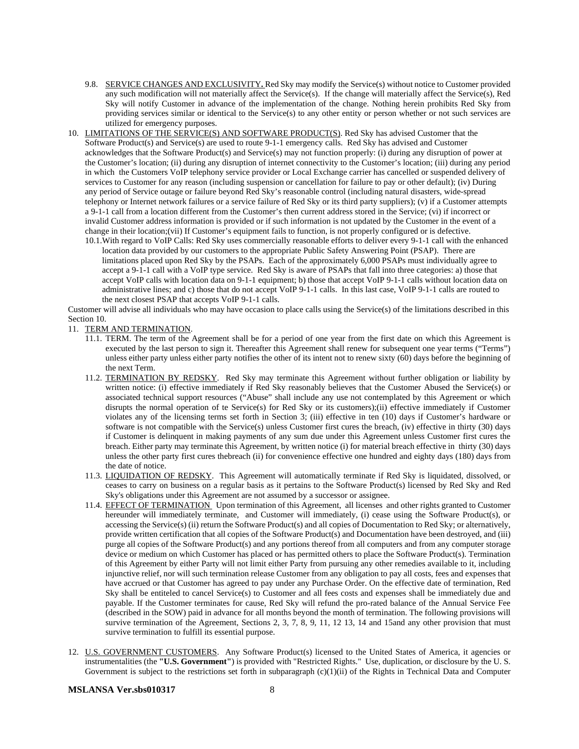9.8. SERVICE CHANGES AND EXCLUSIVITY. Red Sky may modify the Service(s) without notice to Customer provided any such modification will not materially affect the Service(s). If the change will materially affect the Service(s), Red Sky will notify Customer in advance of the implementation of the change. Nothing herein prohibits Red Sky from providing services similar or identical to the Service(s) to any other entity or person whether or not such services are utilized for emergency purposes.

10. LIMITATIONS OF THE SERVICE(S) AND SOFTWARE PRODUCT(S). Red Sky has advised Customer that the Software Product(s) and Service(s) are used to route 9-1-1 emergency calls. Red Sky has advised and Customer acknowledges that the Software Product(s) and Service(s) may not function properly: (i) during any disruption of power at the Customer's location; (ii) during any disruption of internet connectivity to the Customer's location; (iii) during any period in which the Customers VoIP telephony service provider or Local Exchange carrier has cancelled or suspended delivery of services to Customer for any reason (including suspension or cancellation for failure to pay or other default); (iv) During any period of Service outage or failure beyond Red Sky's reasonable control (including natural disasters, wide-spread telephony or Internet network failures or a service failure of Red Sky or its third party suppliers); (v) if a Customer attempts a 9-1-1 call from a location different from the Customer's then current address stored in the Service; (vi) if incorrect or invalid Customer address information is provided or if such information is not updated by the Customer in the event of a change in their location;(vii) If Customer's equipment fails to function, is not properly configured or is defective.

    10.1. With regard to VoIP Calls: Red Sky uses commercially reasonable efforts to deliver every 9-1-1 call with the enhanced location data provided by our customers to the appropriate Public Safety Answering Point (PSAP). There are limitations placed upon Red Sky by the PSAPs. Each of the approximately 6,000 PSAPs must individually agree to accept a 9-1-1 call with a VoIP type service. Red Sky is aware of PSAPs that fall into three categories: a) those that accept VoIP calls with location data on 9-1-1 equipment; b) those that accept VoIP 9-1-1 calls without location data on administrative lines; and c) those that do not accept VoIP 9-1-1 calls. In this last case, VoIP 9-1-1 calls are routed to the next closest PSAP that accepts VoIP 9-1-1 calls.

Customer will advise all individuals who may have occasion to place calls using the Service(s) of the limitations described in this Section 10.

11. TERM AND TERMINATION.

    11.1. TERM. The term of the Agreement shall be for a period of one year from the first date on which this Agreement is executed by the last person to sign it. Thereafter this Agreement shall renew for subsequent one year terms ("Terms") unless either party unless either party notifies the other of its intent not to renew sixty (60) days before the beginning of the next Term.

    11.2. TERMINATION BY REDSKY. Red Sky may terminate this Agreement without further obligation or liability by written notice: (i) effective immediately if Red Sky reasonably believes that the Customer Abused the Service(s) or associated technical support resources ("Abuse" shall include any use not contemplated by this Agreement or which disrupts the normal operation of te Service(s) for Red Sky or its customers);(ii) effective immediately if Customer violates any of the licensing terms set forth in Section 3; (iii) effective in ten (10) days if Customer's hardware or software is not compatible with the Service(s) unless Customer first cures the breach, (iv) effective in thirty (30) days if Customer is delinquent in making payments of any sum due under this Agreement unless Customer first cures the breach. Either party may terminate this Agreement, by written notice (i) for material breach effective in thirty (30) days unless the other party first cures thebreach (ii) for convenience effective one hundred and eighty days (180) days from the date of notice.

    11.3. LIQUIDATION OF REDSKY. This Agreement will automatically terminate if Red Sky is liquidated, dissolved, or ceases to carry on business on a regular basis as it pertains to the Software Product(s) licensed by Red Sky and Red Sky's obligations under this Agreement are not assumed by a successor or assignee.

    11.4. EFFECT OF TERMINATION Upon termination of this Agreement, all licenses and other rights granted to Customer hereunder will immediately terminate, and Customer will immediately, (i) cease using the Software Product(s), or accessing the Service(s) (ii) return the Software Product(s) and all copies of Documentation to Red Sky; or alternatively, provide written certification that all copies of the Software Product(s) and Documentation have been destroyed, and (iii) purge all copies of the Software Product(s) and any portions thereof from all computers and from any computer storage device or medium on which Customer has placed or has permitted others to place the Software Product(s). Termination of this Agreement by either Party will not limit either Party from pursuing any other remedies available to it, including injunctive relief, nor will such termination release Customer from any obligation to pay all costs, fees and expenses that have accrued or that Customer has agreed to pay under any Purchase Order. On the effective date of termination, Red Sky shall be entiteled to cancel Service(s) to Customer and all fees costs and expenses shall be immediately due and payable. If the Customer terminates for cause, Red Sky will refund the pro-rated balance of the Annual Service Fee (described in the SOW) paid in advance for all months beyond the month of termination. The following provisions will survive termination of the Agreement, Sections 2, 3, 7, 8, 9, 11, 12 13, 14 and 15and any other provision that must survive termination to fulfill its essential purpose.

12. U.S. GOVERNMENT CUSTOMERS. Any Software Product(s) licensed to the United States of America, it agencies or instrumentalities (the **"U.S. Government"**) is provided with "Restricted Rights." Use, duplication, or disclosure by the U. S. Government is subject to the restrictions set forth in subparagraph (c)(1)(ii) of the Rights in Technical Data and Computer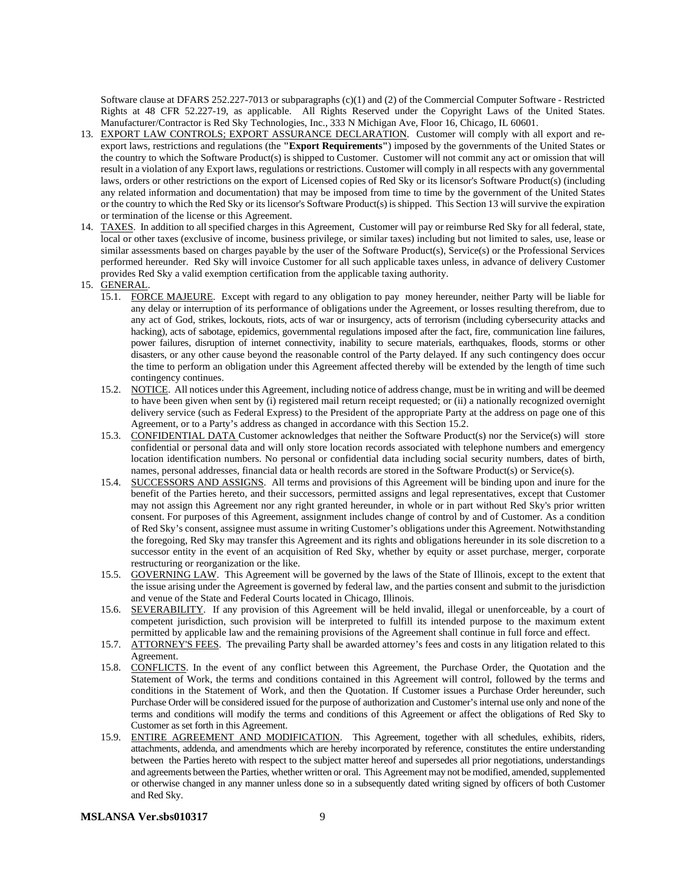Software clause at DFARS 252.227-7013 or subparagraphs (c)(1) and (2) of the Commercial Computer Software - Restricted Rights at 48 CFR 52.227-19, as applicable. All Rights Reserved under the Copyright Laws of the United States. Manufacturer/Contractor is Red Sky Technologies, Inc., 333 N Michigan Ave, Floor 16, Chicago, IL 60601.

13. EXPORT LAW CONTROLS; EXPORT ASSURANCE DECLARATION. Customer will comply with all export and re-export laws, restrictions and regulations (the **"Export Requirements"**) imposed by the governments of the United States or the country to which the Software Product(s) is shipped to Customer. Customer will not commit any act or omission that will result in a violation of any Export laws, regulations or restrictions. Customer will comply in all respects with any governmental laws, orders or other restrictions on the export of Licensed copies of Red Sky or its licensor's Software Product(s) (including any related information and documentation) that may be imposed from time to time by the government of the United States or the country to which the Red Sky or its licensor's Software Product(s) is shipped. This Section 13 will survive the expiration or termination of the license or this Agreement.
14. TAXES. In addition to all specified charges in this Agreement, Customer will pay or reimburse Red Sky for all federal, state, local or other taxes (exclusive of income, business privilege, or similar taxes) including but not limited to sales, use, lease or similar assessments based on charges payable by the user of the Software Product(s), Service(s) or the Professional Services performed hereunder. Red Sky will invoice Customer for all such applicable taxes unless, in advance of delivery Customer provides Red Sky a valid exemption certification from the applicable taxing authority.
15. GENERAL.
    - 15.1. FORCE MAJEURE. Except with regard to any obligation to pay money hereunder, neither Party will be liable for any delay or interruption of its performance of obligations under the Agreement, or losses resulting therefrom, due to any act of God, strikes, lockouts, riots, acts of war or insurgency, acts of terrorism (including cybersecurity attacks and hacking), acts of sabotage, epidemics, governmental regulations imposed after the fact, fire, communication line failures, power failures, disruption of internet connectivity, inability to secure materials, earthquakes, floods, storms or other disasters, or any other cause beyond the reasonable control of the Party delayed. If any such contingency does occur the time to perform an obligation under this Agreement affected thereby will be extended by the length of time such contingency continues.
    - 15.2. NOTICE. All notices under this Agreement, including notice of address change, must be in writing and will be deemed to have been given when sent by (i) registered mail return receipt requested; or (ii) a nationally recognized overnight delivery service (such as Federal Express) to the President of the appropriate Party at the address on page one of this Agreement, or to a Party's address as changed in accordance with this Section 15.2.
    - 15.3. CONFIDENTIAL DATA Customer acknowledges that neither the Software Product(s) nor the Service(s) will store confidential or personal data and will only store location records associated with telephone numbers and emergency location identification numbers. No personal or confidential data including social security numbers, dates of birth, names, personal addresses, financial data or health records are stored in the Software Product(s) or Service(s).
    - 15.4. SUCCESSORS AND ASSIGNS. All terms and provisions of this Agreement will be binding upon and inure for the benefit of the Parties hereto, and their successors, permitted assigns and legal representatives, except that Customer may not assign this Agreement nor any right granted hereunder, in whole or in part without Red Sky's prior written consent. For purposes of this Agreement, assignment includes change of control by and of Customer. As a condition of Red Sky's consent, assignee must assume in writing Customer's obligations under this Agreement. Notwithstanding the foregoing, Red Sky may transfer this Agreement and its rights and obligations hereunder in its sole discretion to a successor entity in the event of an acquisition of Red Sky, whether by equity or asset purchase, merger, corporate restructuring or reorganization or the like.
    - 15.5. GOVERNING LAW. This Agreement will be governed by the laws of the State of Illinois, except to the extent that the issue arising under the Agreement is governed by federal law, and the parties consent and submit to the jurisdiction and venue of the State and Federal Courts located in Chicago, Illinois.
    - 15.6. SEVERABILITY. If any provision of this Agreement will be held invalid, illegal or unenforceable, by a court of competent jurisdiction, such provision will be interpreted to fulfill its intended purpose to the maximum extent permitted by applicable law and the remaining provisions of the Agreement shall continue in full force and effect.
    - 15.7. ATTORNEY'S FEES. The prevailing Party shall be awarded attorney's fees and costs in any litigation related to this Agreement.
    - 15.8. CONFLICTS. In the event of any conflict between this Agreement, the Purchase Order, the Quotation and the Statement of Work, the terms and conditions contained in this Agreement will control, followed by the terms and conditions in the Statement of Work, and then the Quotation. If Customer issues a Purchase Order hereunder, such Purchase Order will be considered issued for the purpose of authorization and Customer's internal use only and none of the terms and conditions will modify the terms and conditions of this Agreement or affect the obligations of Red Sky to Customer as set forth in this Agreement.
    - 15.9. ENTIRE AGREEMENT AND MODIFICATION. This Agreement, together with all schedules, exhibits, riders, attachments, addenda, and amendments which are hereby incorporated by reference, constitutes the entire understanding between the Parties hereto with respect to the subject matter hereof and supersedes all prior negotiations, understandings and agreements between the Parties, whether written or oral. This Agreement may not be modified, amended, supplemented or otherwise changed in any manner unless done so in a subsequently dated writing signed by officers of both Customer and Red Sky.

**MSLANSA Ver.sbs010317**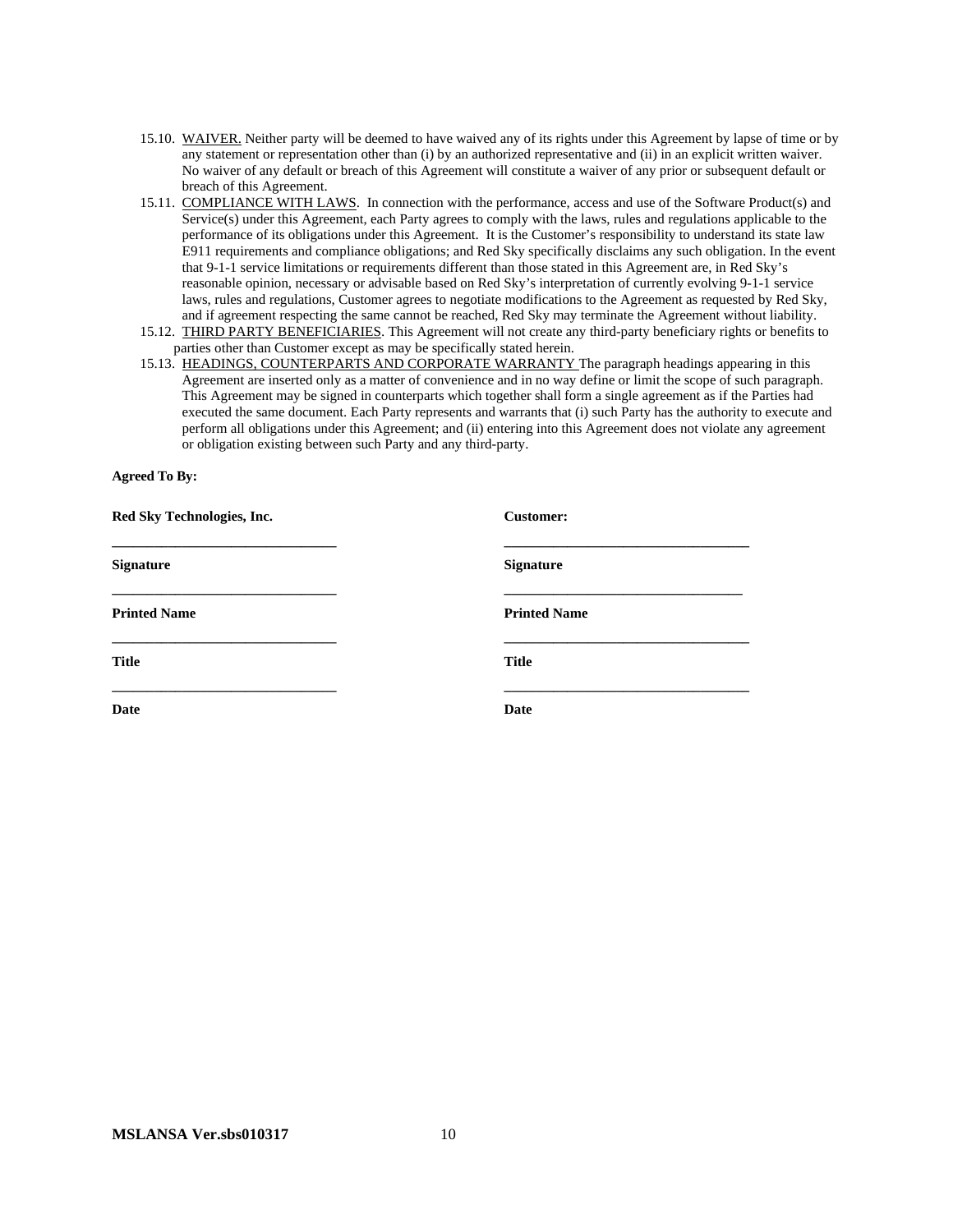15.10. <u>WAIVER.</u> Neither party will be deemed to have waived any of its rights under this Agreement by lapse of time or by any statement or representation other than (i) by an authorized representative and (ii) in an explicit written waiver. No waiver of any default or breach of this Agreement will constitute a waiver of any prior or subsequent default or breach of this Agreement.

15.11. <u>COMPLIANCE WITH LAWS</u>. In connection with the performance, access and use of the Software Product(s) and Service(s) under this Agreement, each Party agrees to comply with the laws, rules and regulations applicable to the performance of its obligations under this Agreement. It is the Customer's responsibility to understand its state law E911 requirements and compliance obligations; and Red Sky specifically disclaims any such obligation. In the event that 9-1-1 service limitations or requirements different than those stated in this Agreement are, in Red Sky's reasonable opinion, necessary or advisable based on Red Sky's interpretation of currently evolving 9-1-1 service laws, rules and regulations, Customer agrees to negotiate modifications to the Agreement as requested by Red Sky, and if agreement respecting the same cannot be reached, Red Sky may terminate the Agreement without liability.

15.12. <u>THIRD PARTY BENEFICIARIES</u>. This Agreement will not create any third-party beneficiary rights or benefits to parties other than Customer except as may be specifically stated herein.

15.13. <u>HEADINGS, COUNTERPARTS AND CORPORATE WARRANTY</u> The paragraph headings appearing in this Agreement are inserted only as a matter of convenience and in no way define or limit the scope of such paragraph. This Agreement may be signed in counterparts which together shall form a single agreement as if the Parties had executed the same document. Each Party represents and warrants that (i) such Party has the authority to execute and perform all obligations under this Agreement; and (ii) entering into this Agreement does not violate any agreement or obligation existing between such Party and any third-party.

**Agreed To By:**

| **Red Sky Technologies, Inc.** | **Customer:** |
|---|---|
| ________________________________ | ________________________________ |
| **Signature** | **Signature** |
| ________________________________ | ________________________________ |
| **Printed Name** | **Printed Name** |
| ________________________________ | ________________________________ |
| **Title** | **Title** |
| ________________________________ | ________________________________ |
| **Date** | **Date** |

**MSLANSA Ver.sbs010317**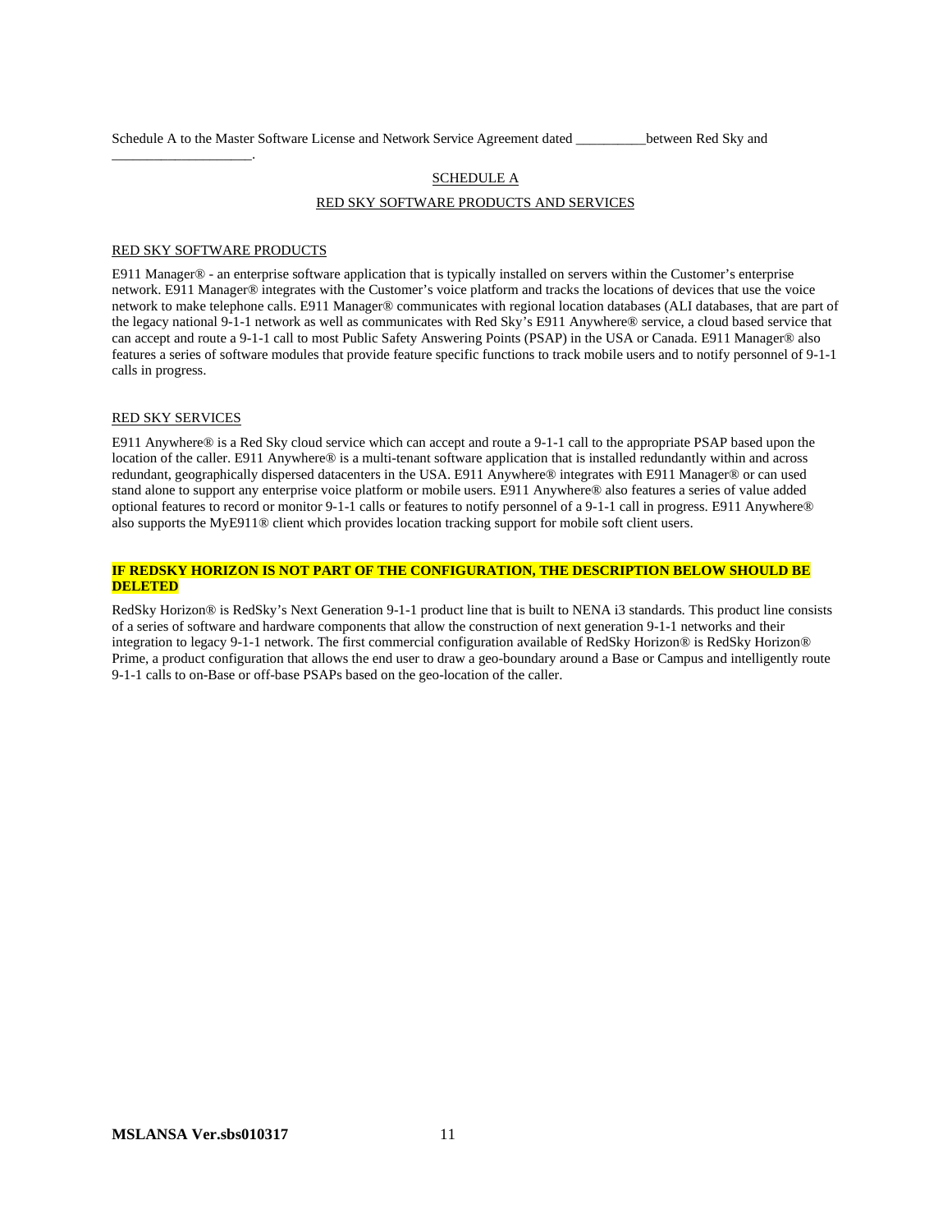Schedule A to the Master Software License and Network Service Agreement dated __________between Red Sky and ____________________.

## SCHEDULE A

## RED SKY SOFTWARE PRODUCTS AND SERVICES

### RED SKY SOFTWARE PRODUCTS

E911 Manager® - an enterprise software application that is typically installed on servers within the Customer's enterprise network. E911 Manager® integrates with the Customer's voice platform and tracks the locations of devices that use the voice network to make telephone calls. E911 Manager® communicates with regional location databases (ALI databases, that are part of the legacy national 9-1-1 network as well as communicates with Red Sky's E911 Anywhere® service, a cloud based service that can accept and route a 9-1-1 call to most Public Safety Answering Points (PSAP) in the USA or Canada. E911 Manager® also features a series of software modules that provide feature specific functions to track mobile users and to notify personnel of 9-1-1 calls in progress.

### RED SKY SERVICES

E911 Anywhere® is a Red Sky cloud service which can accept and route a 9-1-1 call to the appropriate PSAP based upon the location of the caller. E911 Anywhere® is a multi-tenant software application that is installed redundantly within and across redundant, geographically dispersed datacenters in the USA. E911 Anywhere® integrates with E911 Manager® or can used stand alone to support any enterprise voice platform or mobile users. E911 Anywhere® also features a series of value added optional features to record or monitor 9-1-1 calls or features to notify personnel of a 9-1-1 call in progress. E911 Anywhere® also supports the MyE911® client which provides location tracking support for mobile soft client users.

**IF REDSKY HORIZON IS NOT PART OF THE CONFIGURATION, THE DESCRIPTION BELOW SHOULD BE DELETED**

RedSky Horizon® is RedSky's Next Generation 9-1-1 product line that is built to NENA i3 standards. This product line consists of a series of software and hardware components that allow the construction of next generation 9-1-1 networks and their integration to legacy 9-1-1 network. The first commercial configuration available of RedSky Horizon® is RedSky Horizon® Prime, a product configuration that allows the end user to draw a geo-boundary around a Base or Campus and intelligently route 9-1-1 calls to on-Base or off-base PSAPs based on the geo-location of the caller.

**MSLANSA Ver.sbs010317**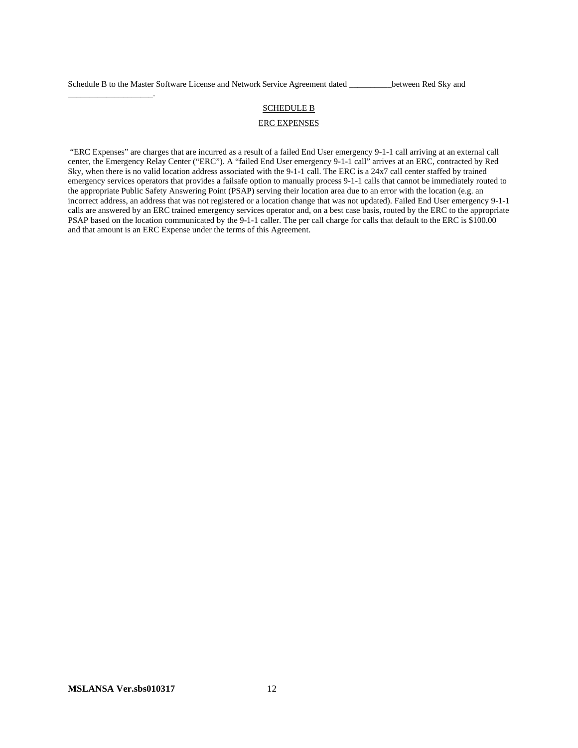Schedule B to the Master Software License and Network Service Agreement dated __________between Red Sky and ____________________.

SCHEDULE B

ERC EXPENSES

"ERC Expenses" are charges that are incurred as a result of a failed End User emergency 9-1-1 call arriving at an external call center, the Emergency Relay Center ("ERC"). A "failed End User emergency 9-1-1 call" arrives at an ERC, contracted by Red Sky, when there is no valid location address associated with the 9-1-1 call. The ERC is a 24x7 call center staffed by trained emergency services operators that provides a failsafe option to manually process 9-1-1 calls that cannot be immediately routed to the appropriate Public Safety Answering Point (PSAP) serving their location area due to an error with the location (e.g. an incorrect address, an address that was not registered or a location change that was not updated). Failed End User emergency 9-1-1 calls are answered by an ERC trained emergency services operator and, on a best case basis, routed by the ERC to the appropriate PSAP based on the location communicated by the 9-1-1 caller. The per call charge for calls that default to the ERC is $100.00 and that amount is an ERC Expense under the terms of this Agreement.

**MSLANSA Ver.sbs010317**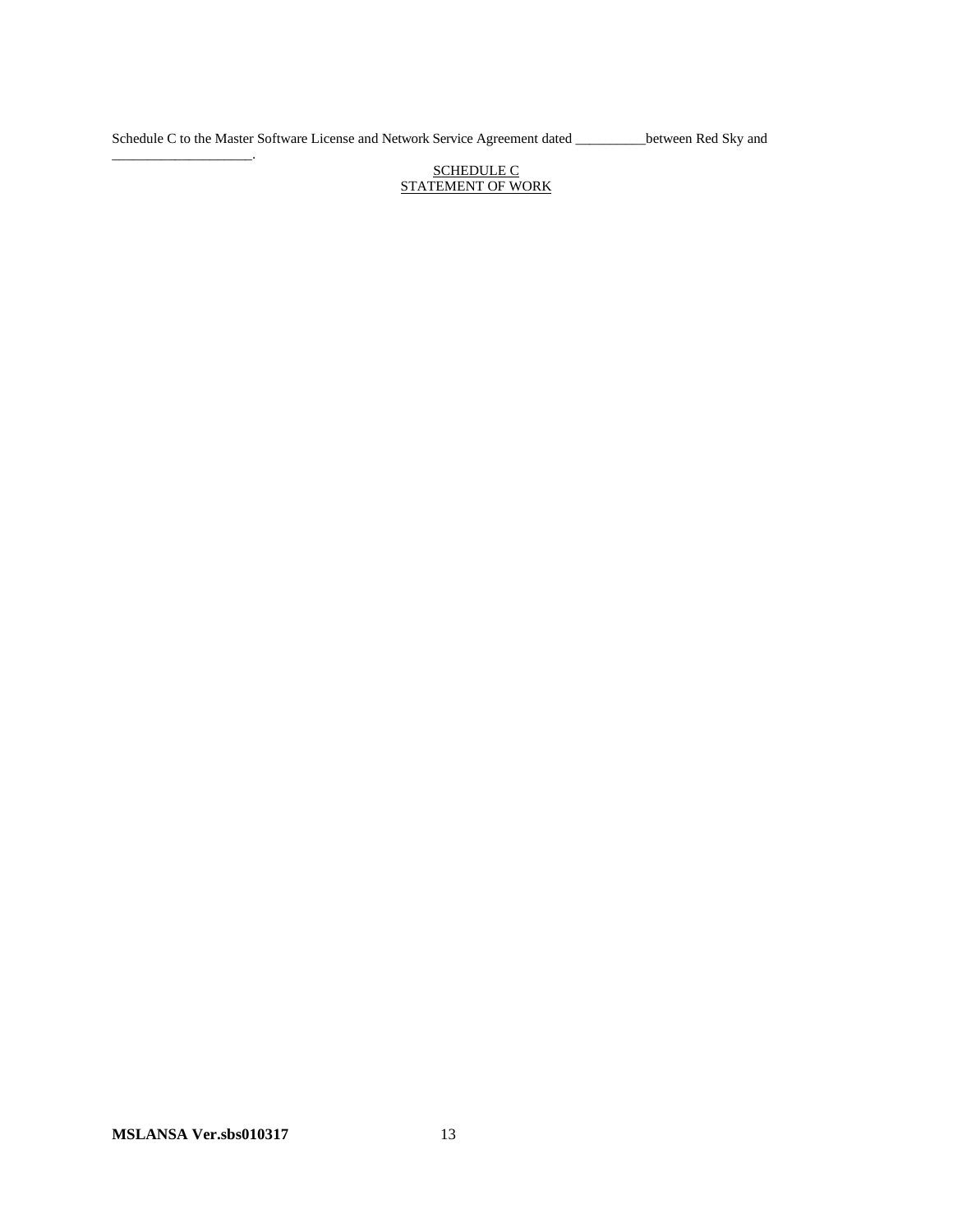Schedule C to the Master Software License and Network Service Agreement dated __________between Red Sky and ____________________.

SCHEDULE C
STATEMENT OF WORK